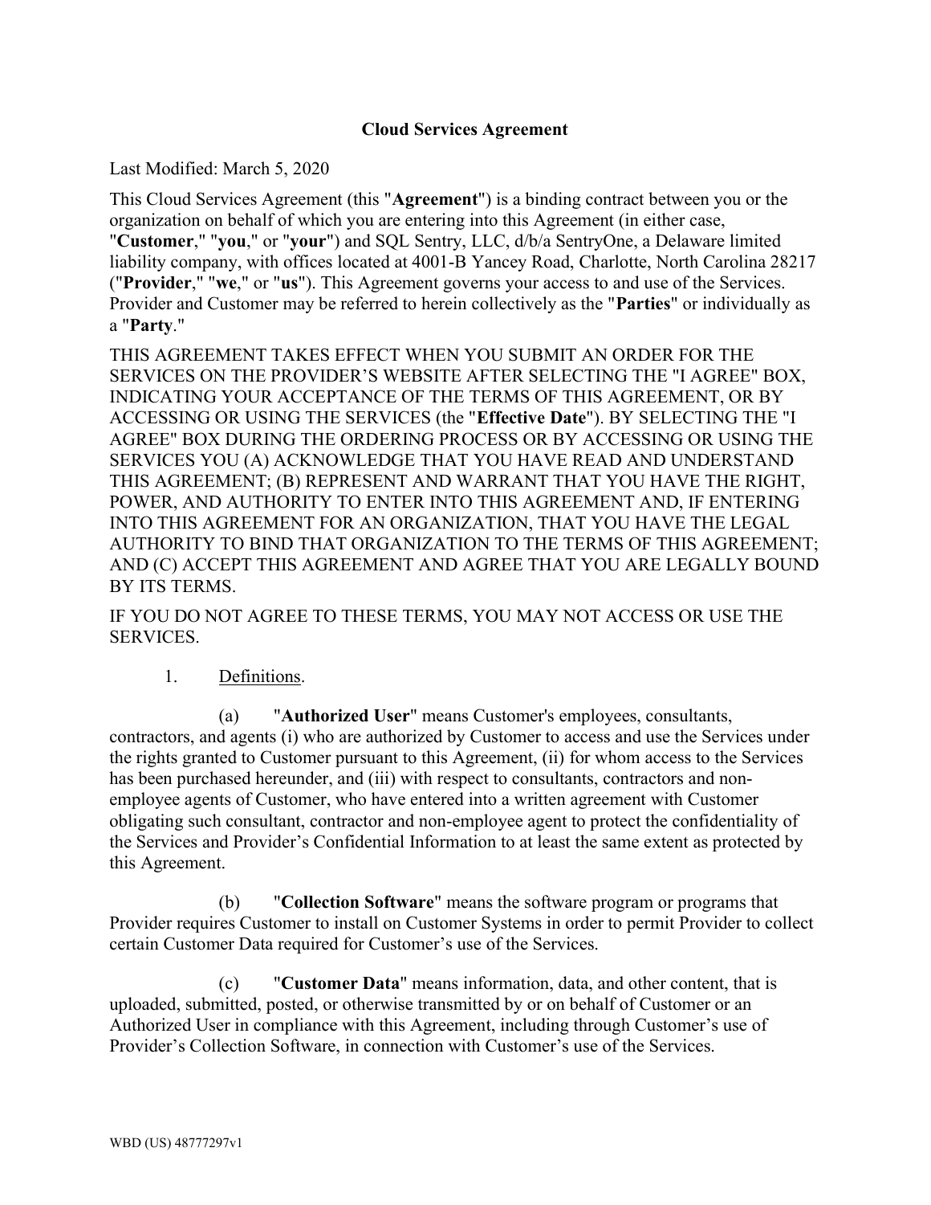# Cloud Services Agreement

Last Modified: March 5, 2020

This Cloud Services Agreement (this "**Agreement**") is a binding contract between you or the organization on behalf of which you are entering into this Agreement (in either case, "**Customer**," "**you**," or "**your**") and SQL Sentry, LLC, d/b/a SentryOne, a Delaware limited liability company, with offices located at 4001-B Yancey Road, Charlotte, North Carolina 28217 ("**Provider**," "**we**," or "**us**"). This Agreement governs your access to and use of the Services. Provider and Customer may be referred to herein collectively as the "**Parties**" or individually as a "**Party**."

THIS AGREEMENT TAKES EFFECT WHEN YOU SUBMIT AN ORDER FOR THE SERVICES ON THE PROVIDER'S WEBSITE AFTER SELECTING THE "I AGREE" BOX, INDICATING YOUR ACCEPTANCE OF THE TERMS OF THIS AGREEMENT, OR BY ACCESSING OR USING THE SERVICES (the "**Effective Date**"). BY SELECTING THE "I AGREE" BOX DURING THE ORDERING PROCESS OR BY ACCESSING OR USING THE SERVICES YOU (A) ACKNOWLEDGE THAT YOU HAVE READ AND UNDERSTAND THIS AGREEMENT; (B) REPRESENT AND WARRANT THAT YOU HAVE THE RIGHT, POWER, AND AUTHORITY TO ENTER INTO THIS AGREEMENT AND, IF ENTERING INTO THIS AGREEMENT FOR AN ORGANIZATION, THAT YOU HAVE THE LEGAL AUTHORITY TO BIND THAT ORGANIZATION TO THE TERMS OF THIS AGREEMENT; AND (C) ACCEPT THIS AGREEMENT AND AGREE THAT YOU ARE LEGALLY BOUND BY ITS TERMS.

IF YOU DO NOT AGREE TO THESE TERMS, YOU MAY NOT ACCESS OR USE THE SERVICES.

1. Definitions.

(a) "**Authorized User**" means Customer's employees, consultants, contractors, and agents (i) who are authorized by Customer to access and use the Services under the rights granted to Customer pursuant to this Agreement, (ii) for whom access to the Services has been purchased hereunder, and (iii) with respect to consultants, contractors and non-employee agents of Customer, who have entered into a written agreement with Customer obligating such consultant, contractor and non-employee agent to protect the confidentiality of the Services and Provider's Confidential Information to at least the same extent as protected by this Agreement.

(b) "**Collection Software**" means the software program or programs that Provider requires Customer to install on Customer Systems in order to permit Provider to collect certain Customer Data required for Customer's use of the Services.

(c) "**Customer Data**" means information, data, and other content, that is uploaded, submitted, posted, or otherwise transmitted by or on behalf of Customer or an Authorized User in compliance with this Agreement, including through Customer's use of Provider's Collection Software, in connection with Customer's use of the Services.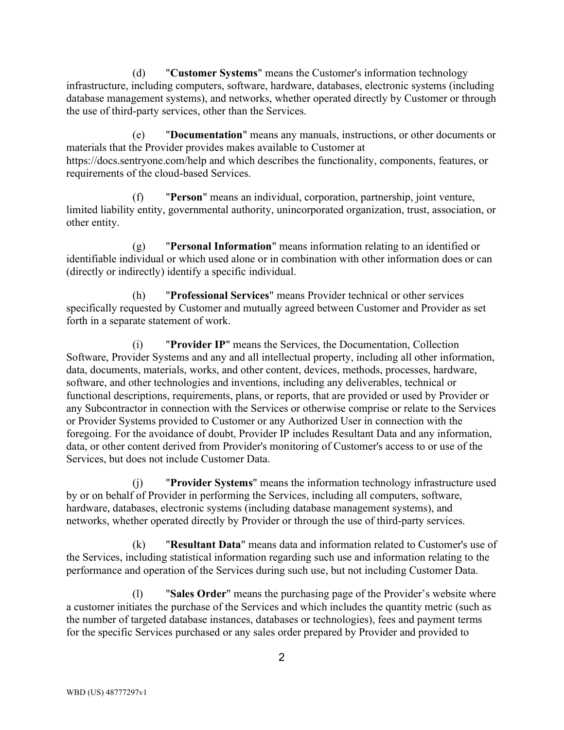(d) "**Customer Systems**" means the Customer's information technology infrastructure, including computers, software, hardware, databases, electronic systems (including database management systems), and networks, whether operated directly by Customer or through the use of third-party services, other than the Services.

(e) "**Documentation**" means any manuals, instructions, or other documents or materials that the Provider provides makes available to Customer at https://docs.sentryone.com/help and which describes the functionality, components, features, or requirements of the cloud-based Services.

(f) "**Person**" means an individual, corporation, partnership, joint venture, limited liability entity, governmental authority, unincorporated organization, trust, association, or other entity.

(g) "**Personal Information**" means information relating to an identified or identifiable individual or which used alone or in combination with other information does or can (directly or indirectly) identify a specific individual.

(h) "**Professional Services**" means Provider technical or other services specifically requested by Customer and mutually agreed between Customer and Provider as set forth in a separate statement of work.

(i) "**Provider IP**" means the Services, the Documentation, Collection Software, Provider Systems and any and all intellectual property, including all other information, data, documents, materials, works, and other content, devices, methods, processes, hardware, software, and other technologies and inventions, including any deliverables, technical or functional descriptions, requirements, plans, or reports, that are provided or used by Provider or any Subcontractor in connection with the Services or otherwise comprise or relate to the Services or Provider Systems provided to Customer or any Authorized User in connection with the foregoing. For the avoidance of doubt, Provider IP includes Resultant Data and any information, data, or other content derived from Provider's monitoring of Customer's access to or use of the Services, but does not include Customer Data.

(j) "**Provider Systems**" means the information technology infrastructure used by or on behalf of Provider in performing the Services, including all computers, software, hardware, databases, electronic systems (including database management systems), and networks, whether operated directly by Provider or through the use of third-party services.

(k) "**Resultant Data**" means data and information related to Customer's use of the Services, including statistical information regarding such use and information relating to the performance and operation of the Services during such use, but not including Customer Data.

(l) "**Sales Order**" means the purchasing page of the Provider's website where a customer initiates the purchase of the Services and which includes the quantity metric (such as the number of targeted database instances, databases or technologies), fees and payment terms for the specific Services purchased or any sales order prepared by Provider and provided to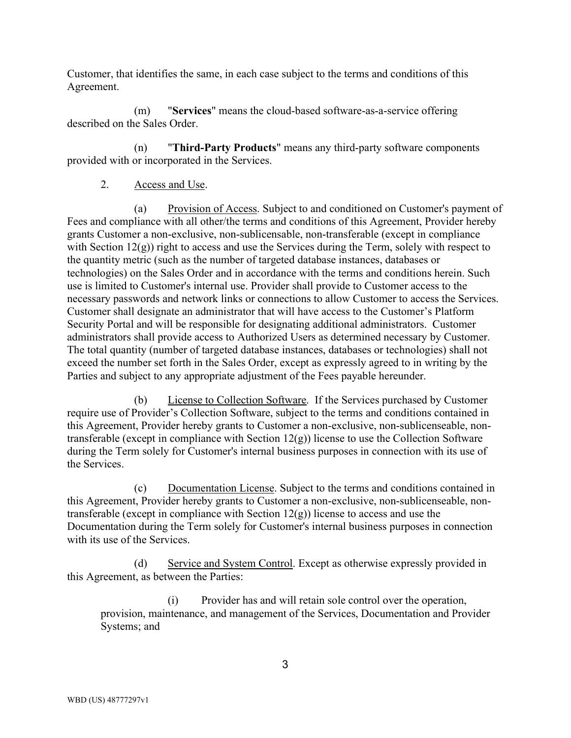Customer, that identifies the same, in each case subject to the terms and conditions of this Agreement.

(m) "**Services**" means the cloud-based software-as-a-service offering described on the Sales Order.

(n) "**Third-Party Products**" means any third-party software components provided with or incorporated in the Services.

2. Access and Use.

(a) Provision of Access. Subject to and conditioned on Customer's payment of Fees and compliance with all other/the terms and conditions of this Agreement, Provider hereby grants Customer a non-exclusive, non-sublicensable, non-transferable (except in compliance with Section 12(g)) right to access and use the Services during the Term, solely with respect to the quantity metric (such as the number of targeted database instances, databases or technologies) on the Sales Order and in accordance with the terms and conditions herein. Such use is limited to Customer's internal use. Provider shall provide to Customer access to the necessary passwords and network links or connections to allow Customer to access the Services. Customer shall designate an administrator that will have access to the Customer's Platform Security Portal and will be responsible for designating additional administrators. Customer administrators shall provide access to Authorized Users as determined necessary by Customer. The total quantity (number of targeted database instances, databases or technologies) shall not exceed the number set forth in the Sales Order, except as expressly agreed to in writing by the Parties and subject to any appropriate adjustment of the Fees payable hereunder.

(b) License to Collection Software. If the Services purchased by Customer require use of Provider's Collection Software, subject to the terms and conditions contained in this Agreement, Provider hereby grants to Customer a non-exclusive, non-sublicenseable, non-transferable (except in compliance with Section 12(g)) license to use the Collection Software during the Term solely for Customer's internal business purposes in connection with its use of the Services.

(c) Documentation License. Subject to the terms and conditions contained in this Agreement, Provider hereby grants to Customer a non-exclusive, non-sublicenseable, non-transferable (except in compliance with Section 12(g)) license to access and use the Documentation during the Term solely for Customer's internal business purposes in connection with its use of the Services.

(d) Service and System Control. Except as otherwise expressly provided in this Agreement, as between the Parties:

(i) Provider has and will retain sole control over the operation, provision, maintenance, and management of the Services, Documentation and Provider Systems; and

WBD (US) 48777297v1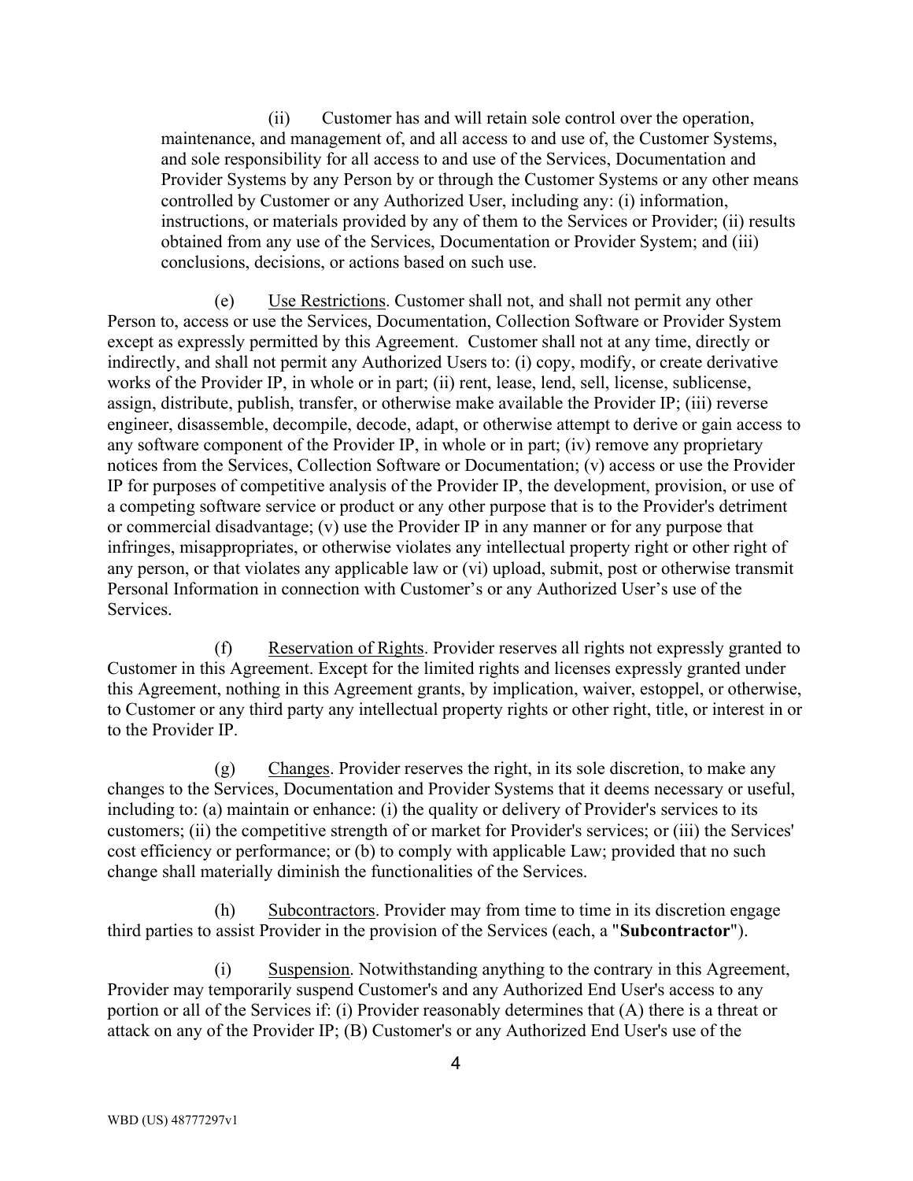(ii) Customer has and will retain sole control over the operation, maintenance, and management of, and all access to and use of, the Customer Systems, and sole responsibility for all access to and use of the Services, Documentation and Provider Systems by any Person by or through the Customer Systems or any other means controlled by Customer or any Authorized User, including any: (i) information, instructions, or materials provided by any of them to the Services or Provider; (ii) results obtained from any use of the Services, Documentation or Provider System; and (iii) conclusions, decisions, or actions based on such use.

(e) Use Restrictions. Customer shall not, and shall not permit any other Person to, access or use the Services, Documentation, Collection Software or Provider System except as expressly permitted by this Agreement. Customer shall not at any time, directly or indirectly, and shall not permit any Authorized Users to: (i) copy, modify, or create derivative works of the Provider IP, in whole or in part; (ii) rent, lease, lend, sell, license, sublicense, assign, distribute, publish, transfer, or otherwise make available the Provider IP; (iii) reverse engineer, disassemble, decompile, decode, adapt, or otherwise attempt to derive or gain access to any software component of the Provider IP, in whole or in part; (iv) remove any proprietary notices from the Services, Collection Software or Documentation; (v) access or use the Provider IP for purposes of competitive analysis of the Provider IP, the development, provision, or use of a competing software service or product or any other purpose that is to the Provider's detriment or commercial disadvantage; (v) use the Provider IP in any manner or for any purpose that infringes, misappropriates, or otherwise violates any intellectual property right or other right of any person, or that violates any applicable law or (vi) upload, submit, post or otherwise transmit Personal Information in connection with Customer's or any Authorized User's use of the Services.

(f) Reservation of Rights. Provider reserves all rights not expressly granted to Customer in this Agreement. Except for the limited rights and licenses expressly granted under this Agreement, nothing in this Agreement grants, by implication, waiver, estoppel, or otherwise, to Customer or any third party any intellectual property rights or other right, title, or interest in or to the Provider IP.

(g) Changes. Provider reserves the right, in its sole discretion, to make any changes to the Services, Documentation and Provider Systems that it deems necessary or useful, including to: (a) maintain or enhance: (i) the quality or delivery of Provider's services to its customers; (ii) the competitive strength of or market for Provider's services; or (iii) the Services' cost efficiency or performance; or (b) to comply with applicable Law; provided that no such change shall materially diminish the functionalities of the Services.

(h) Subcontractors. Provider may from time to time in its discretion engage third parties to assist Provider in the provision of the Services (each, a "**Subcontractor**").

(i) Suspension. Notwithstanding anything to the contrary in this Agreement, Provider may temporarily suspend Customer's and any Authorized End User's access to any portion or all of the Services if: (i) Provider reasonably determines that (A) there is a threat or attack on any of the Provider IP; (B) Customer's or any Authorized End User's use of the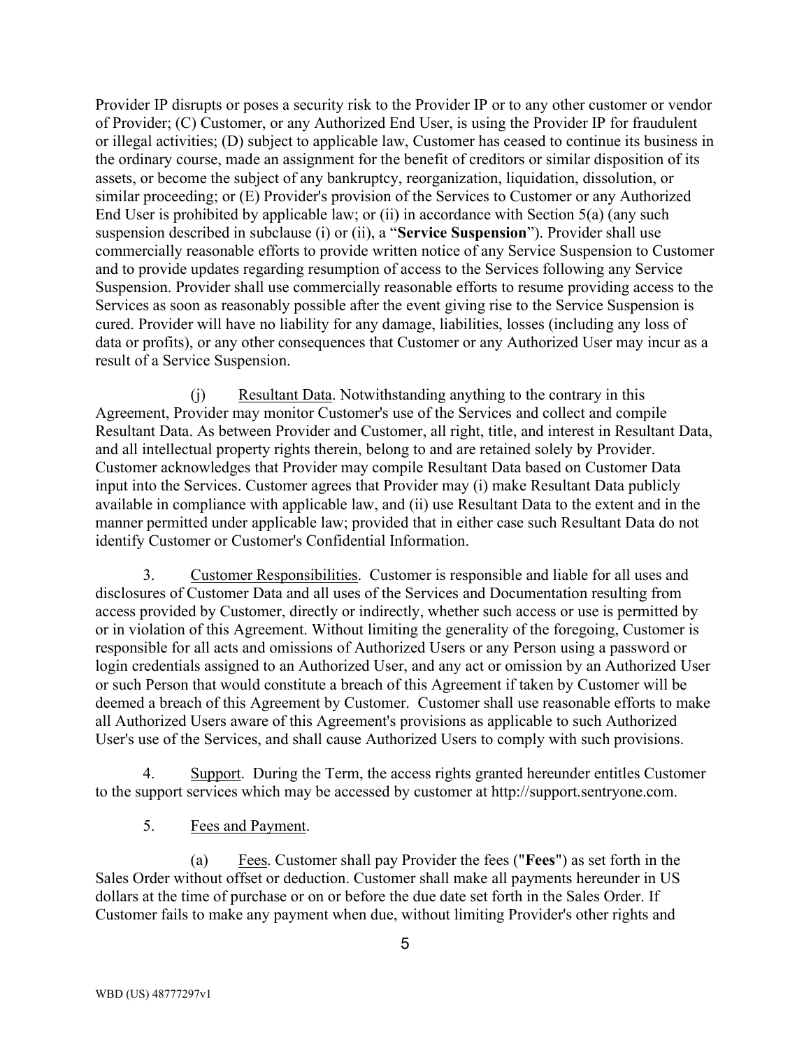Provider IP disrupts or poses a security risk to the Provider IP or to any other customer or vendor of Provider; (C) Customer, or any Authorized End User, is using the Provider IP for fraudulent or illegal activities; (D) subject to applicable law, Customer has ceased to continue its business in the ordinary course, made an assignment for the benefit of creditors or similar disposition of its assets, or become the subject of any bankruptcy, reorganization, liquidation, dissolution, or similar proceeding; or (E) Provider's provision of the Services to Customer or any Authorized End User is prohibited by applicable law; or (ii) in accordance with Section 5(a) (any such suspension described in subclause (i) or (ii), a "**Service Suspension**"). Provider shall use commercially reasonable efforts to provide written notice of any Service Suspension to Customer and to provide updates regarding resumption of access to the Services following any Service Suspension. Provider shall use commercially reasonable efforts to resume providing access to the Services as soon as reasonably possible after the event giving rise to the Service Suspension is cured. Provider will have no liability for any damage, liabilities, losses (including any loss of data or profits), or any other consequences that Customer or any Authorized User may incur as a result of a Service Suspension.

(j) Resultant Data. Notwithstanding anything to the contrary in this Agreement, Provider may monitor Customer's use of the Services and collect and compile Resultant Data. As between Provider and Customer, all right, title, and interest in Resultant Data, and all intellectual property rights therein, belong to and are retained solely by Provider. Customer acknowledges that Provider may compile Resultant Data based on Customer Data input into the Services. Customer agrees that Provider may (i) make Resultant Data publicly available in compliance with applicable law, and (ii) use Resultant Data to the extent and in the manner permitted under applicable law; provided that in either case such Resultant Data do not identify Customer or Customer's Confidential Information.

3. Customer Responsibilities. Customer is responsible and liable for all uses and disclosures of Customer Data and all uses of the Services and Documentation resulting from access provided by Customer, directly or indirectly, whether such access or use is permitted by or in violation of this Agreement. Without limiting the generality of the foregoing, Customer is responsible for all acts and omissions of Authorized Users or any Person using a password or login credentials assigned to an Authorized User, and any act or omission by an Authorized User or such Person that would constitute a breach of this Agreement if taken by Customer will be deemed a breach of this Agreement by Customer. Customer shall use reasonable efforts to make all Authorized Users aware of this Agreement's provisions as applicable to such Authorized User's use of the Services, and shall cause Authorized Users to comply with such provisions.

4. Support. During the Term, the access rights granted hereunder entitles Customer to the support services which may be accessed by customer at http://support.sentryone.com.

5. Fees and Payment.

(a) Fees. Customer shall pay Provider the fees ("**Fees**") as set forth in the Sales Order without offset or deduction. Customer shall make all payments hereunder in US dollars at the time of purchase or on or before the due date set forth in the Sales Order. If Customer fails to make any payment when due, without limiting Provider's other rights and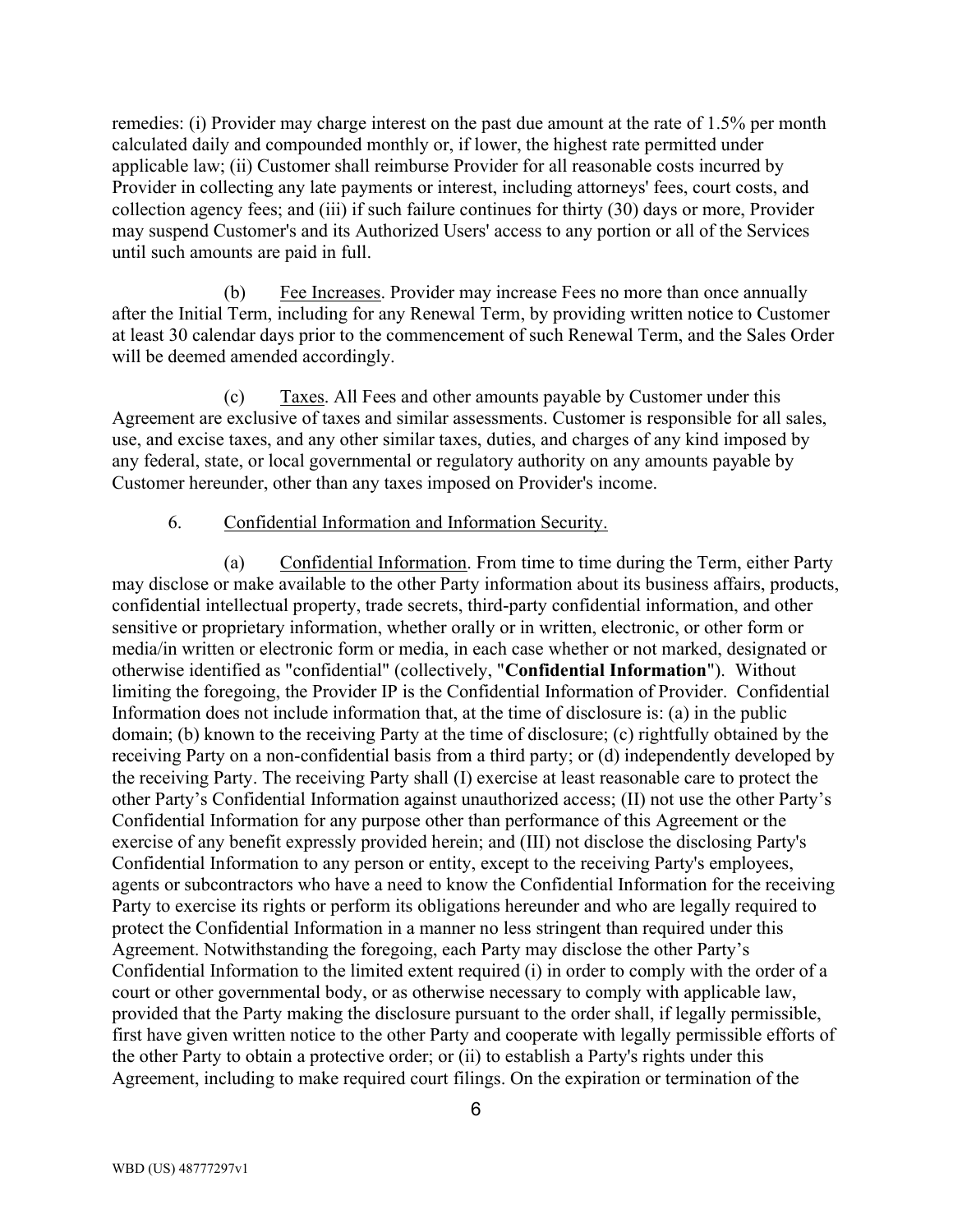remedies: (i) Provider may charge interest on the past due amount at the rate of 1.5% per month calculated daily and compounded monthly or, if lower, the highest rate permitted under applicable law; (ii) Customer shall reimburse Provider for all reasonable costs incurred by Provider in collecting any late payments or interest, including attorneys' fees, court costs, and collection agency fees; and (iii) if such failure continues for thirty (30) days or more, Provider may suspend Customer's and its Authorized Users' access to any portion or all of the Services until such amounts are paid in full.

(b) Fee Increases. Provider may increase Fees no more than once annually after the Initial Term, including for any Renewal Term, by providing written notice to Customer at least 30 calendar days prior to the commencement of such Renewal Term, and the Sales Order will be deemed amended accordingly.

(c) Taxes. All Fees and other amounts payable by Customer under this Agreement are exclusive of taxes and similar assessments. Customer is responsible for all sales, use, and excise taxes, and any other similar taxes, duties, and charges of any kind imposed by any federal, state, or local governmental or regulatory authority on any amounts payable by Customer hereunder, other than any taxes imposed on Provider's income.

6. Confidential Information and Information Security.

(a) Confidential Information. From time to time during the Term, either Party may disclose or make available to the other Party information about its business affairs, products, confidential intellectual property, trade secrets, third-party confidential information, and other sensitive or proprietary information, whether orally or in written, electronic, or other form or media/in written or electronic form or media, in each case whether or not marked, designated or otherwise identified as "confidential" (collectively, "**Confidential Information**"). Without limiting the foregoing, the Provider IP is the Confidential Information of Provider. Confidential Information does not include information that, at the time of disclosure is: (a) in the public domain; (b) known to the receiving Party at the time of disclosure; (c) rightfully obtained by the receiving Party on a non-confidential basis from a third party; or (d) independently developed by the receiving Party. The receiving Party shall (I) exercise at least reasonable care to protect the other Party's Confidential Information against unauthorized access; (II) not use the other Party's Confidential Information for any purpose other than performance of this Agreement or the exercise of any benefit expressly provided herein; and (III) not disclose the disclosing Party's Confidential Information to any person or entity, except to the receiving Party's employees, agents or subcontractors who have a need to know the Confidential Information for the receiving Party to exercise its rights or perform its obligations hereunder and who are legally required to protect the Confidential Information in a manner no less stringent than required under this Agreement. Notwithstanding the foregoing, each Party may disclose the other Party's Confidential Information to the limited extent required (i) in order to comply with the order of a court or other governmental body, or as otherwise necessary to comply with applicable law, provided that the Party making the disclosure pursuant to the order shall, if legally permissible, first have given written notice to the other Party and cooperate with legally permissible efforts of the other Party to obtain a protective order; or (ii) to establish a Party's rights under this Agreement, including to make required court filings. On the expiration or termination of the

WBD (US) 48777297v1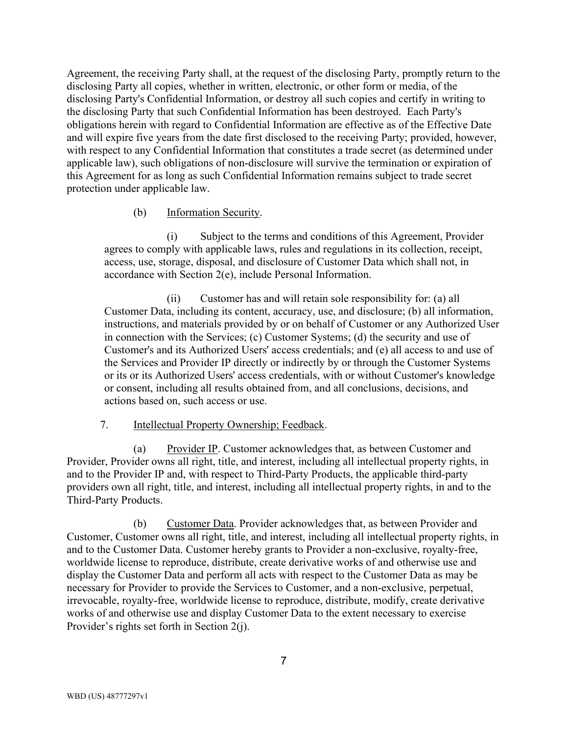Agreement, the receiving Party shall, at the request of the disclosing Party, promptly return to the disclosing Party all copies, whether in written, electronic, or other form or media, of the disclosing Party's Confidential Information, or destroy all such copies and certify in writing to the disclosing Party that such Confidential Information has been destroyed. Each Party's obligations herein with regard to Confidential Information are effective as of the Effective Date and will expire five years from the date first disclosed to the receiving Party; provided, however, with respect to any Confidential Information that constitutes a trade secret (as determined under applicable law), such obligations of non-disclosure will survive the termination or expiration of this Agreement for as long as such Confidential Information remains subject to trade secret protection under applicable law.

(b) Information Security.

(i) Subject to the terms and conditions of this Agreement, Provider agrees to comply with applicable laws, rules and regulations in its collection, receipt, access, use, storage, disposal, and disclosure of Customer Data which shall not, in accordance with Section 2(e), include Personal Information.

(ii) Customer has and will retain sole responsibility for: (a) all Customer Data, including its content, accuracy, use, and disclosure; (b) all information, instructions, and materials provided by or on behalf of Customer or any Authorized User in connection with the Services; (c) Customer Systems; (d) the security and use of Customer's and its Authorized Users' access credentials; and (e) all access to and use of the Services and Provider IP directly or indirectly by or through the Customer Systems or its or its Authorized Users' access credentials, with or without Customer's knowledge or consent, including all results obtained from, and all conclusions, decisions, and actions based on, such access or use.

7. Intellectual Property Ownership; Feedback.

(a) Provider IP. Customer acknowledges that, as between Customer and Provider, Provider owns all right, title, and interest, including all intellectual property rights, in and to the Provider IP and, with respect to Third-Party Products, the applicable third-party providers own all right, title, and interest, including all intellectual property rights, in and to the Third-Party Products.

(b) Customer Data. Provider acknowledges that, as between Provider and Customer, Customer owns all right, title, and interest, including all intellectual property rights, in and to the Customer Data. Customer hereby grants to Provider a non-exclusive, royalty-free, worldwide license to reproduce, distribute, create derivative works of and otherwise use and display the Customer Data and perform all acts with respect to the Customer Data as may be necessary for Provider to provide the Services to Customer, and a non-exclusive, perpetual, irrevocable, royalty-free, worldwide license to reproduce, distribute, modify, create derivative works of and otherwise use and display Customer Data to the extent necessary to exercise Provider's rights set forth in Section 2(j).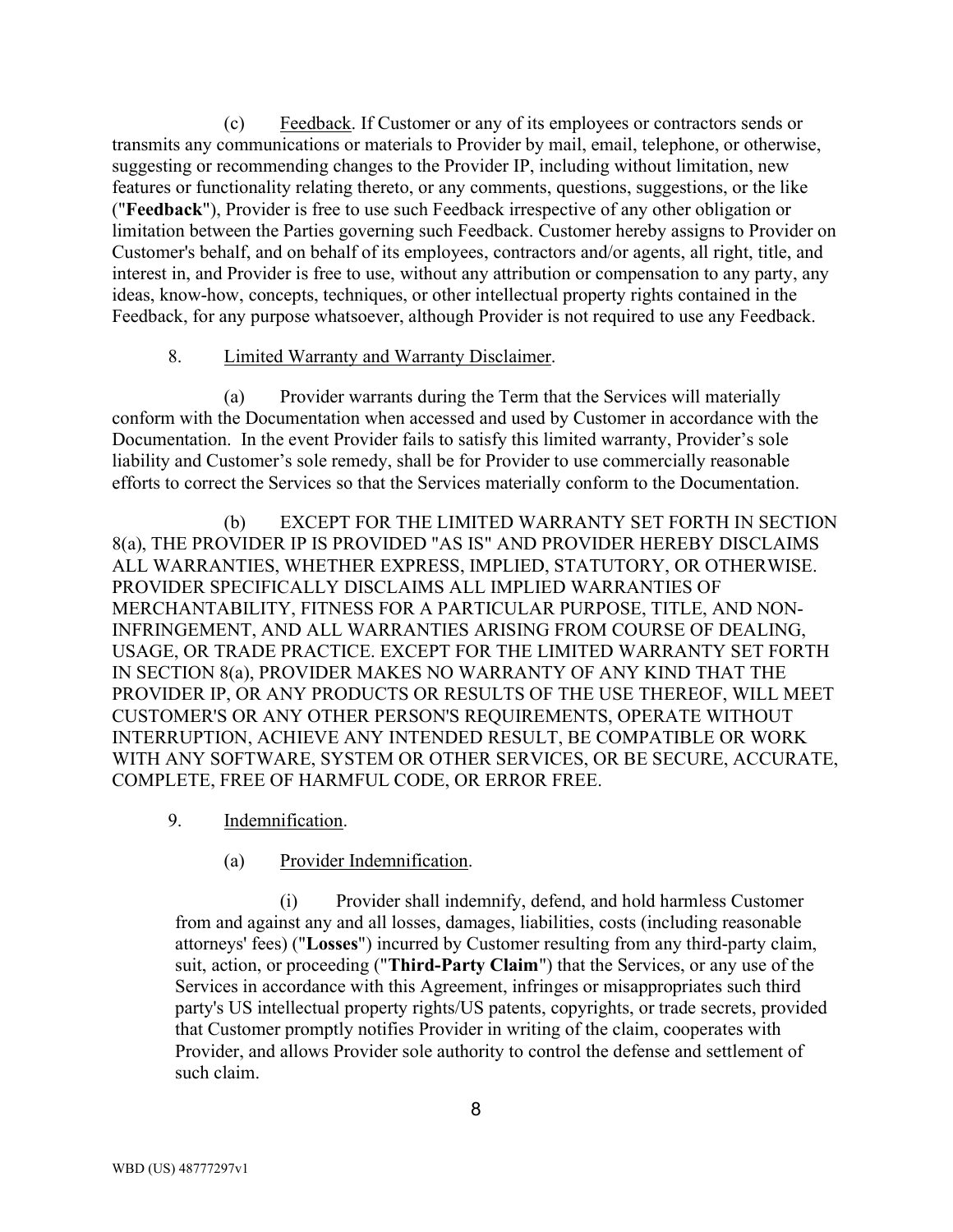(c) Feedback. If Customer or any of its employees or contractors sends or transmits any communications or materials to Provider by mail, email, telephone, or otherwise, suggesting or recommending changes to the Provider IP, including without limitation, new features or functionality relating thereto, or any comments, questions, suggestions, or the like ("**Feedback**"), Provider is free to use such Feedback irrespective of any other obligation or limitation between the Parties governing such Feedback. Customer hereby assigns to Provider on Customer's behalf, and on behalf of its employees, contractors and/or agents, all right, title, and interest in, and Provider is free to use, without any attribution or compensation to any party, any ideas, know-how, concepts, techniques, or other intellectual property rights contained in the Feedback, for any purpose whatsoever, although Provider is not required to use any Feedback.

8. Limited Warranty and Warranty Disclaimer.

(a) Provider warrants during the Term that the Services will materially conform with the Documentation when accessed and used by Customer in accordance with the Documentation. In the event Provider fails to satisfy this limited warranty, Provider's sole liability and Customer's sole remedy, shall be for Provider to use commercially reasonable efforts to correct the Services so that the Services materially conform to the Documentation.

(b) EXCEPT FOR THE LIMITED WARRANTY SET FORTH IN SECTION 8(a), THE PROVIDER IP IS PROVIDED "AS IS" AND PROVIDER HEREBY DISCLAIMS ALL WARRANTIES, WHETHER EXPRESS, IMPLIED, STATUTORY, OR OTHERWISE. PROVIDER SPECIFICALLY DISCLAIMS ALL IMPLIED WARRANTIES OF MERCHANTABILITY, FITNESS FOR A PARTICULAR PURPOSE, TITLE, AND NON-INFRINGEMENT, AND ALL WARRANTIES ARISING FROM COURSE OF DEALING, USAGE, OR TRADE PRACTICE. EXCEPT FOR THE LIMITED WARRANTY SET FORTH IN SECTION 8(a), PROVIDER MAKES NO WARRANTY OF ANY KIND THAT THE PROVIDER IP, OR ANY PRODUCTS OR RESULTS OF THE USE THEREOF, WILL MEET CUSTOMER'S OR ANY OTHER PERSON'S REQUIREMENTS, OPERATE WITHOUT INTERRUPTION, ACHIEVE ANY INTENDED RESULT, BE COMPATIBLE OR WORK WITH ANY SOFTWARE, SYSTEM OR OTHER SERVICES, OR BE SECURE, ACCURATE, COMPLETE, FREE OF HARMFUL CODE, OR ERROR FREE.

9. Indemnification.

(a) Provider Indemnification.

(i) Provider shall indemnify, defend, and hold harmless Customer from and against any and all losses, damages, liabilities, costs (including reasonable attorneys' fees) ("**Losses**") incurred by Customer resulting from any third-party claim, suit, action, or proceeding ("**Third-Party Claim**") that the Services, or any use of the Services in accordance with this Agreement, infringes or misappropriates such third party's US intellectual property rights/US patents, copyrights, or trade secrets, provided that Customer promptly notifies Provider in writing of the claim, cooperates with Provider, and allows Provider sole authority to control the defense and settlement of such claim.

WBD (US) 48777297v1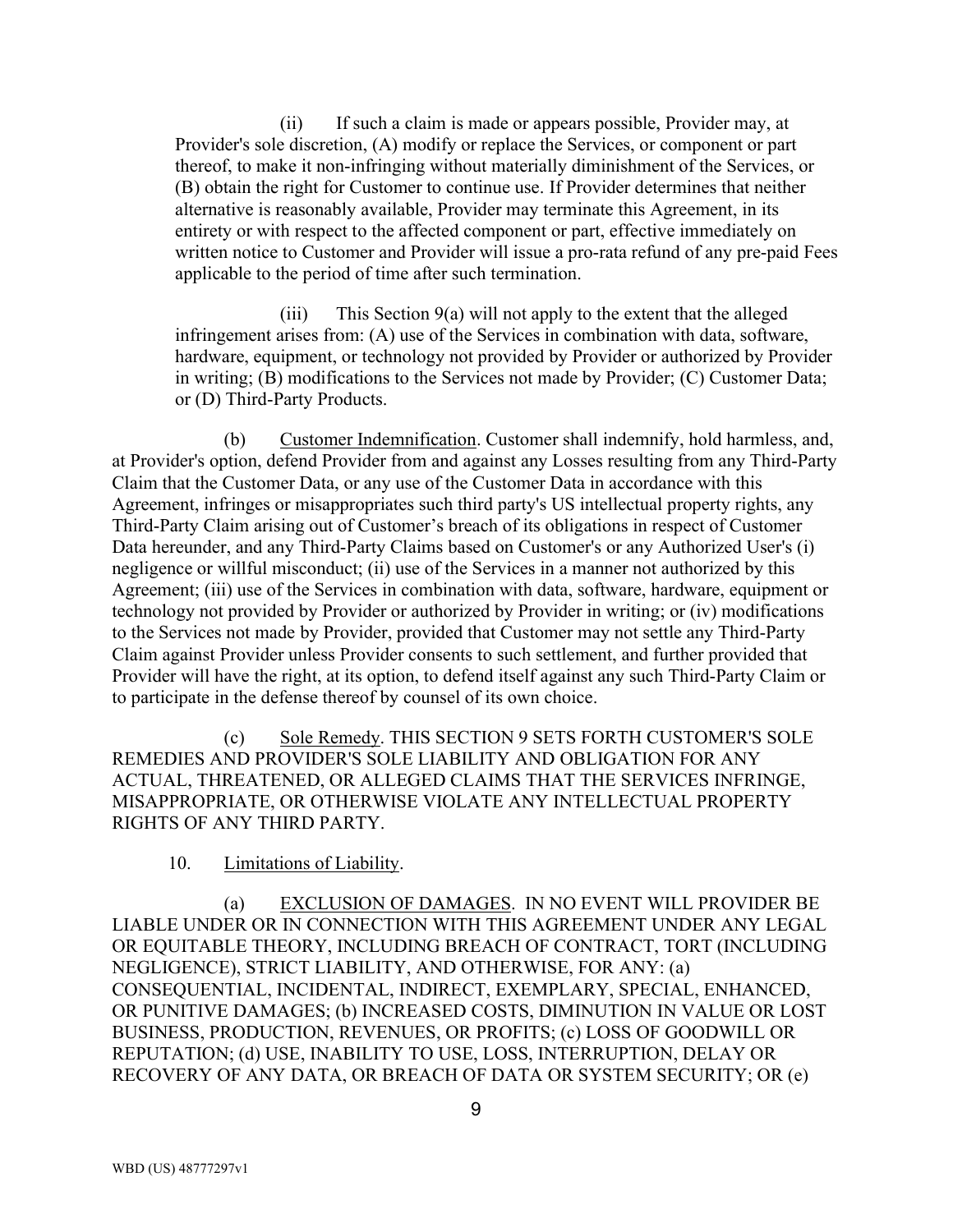(ii) If such a claim is made or appears possible, Provider may, at Provider's sole discretion, (A) modify or replace the Services, or component or part thereof, to make it non-infringing without materially diminishment of the Services, or (B) obtain the right for Customer to continue use. If Provider determines that neither alternative is reasonably available, Provider may terminate this Agreement, in its entirety or with respect to the affected component or part, effective immediately on written notice to Customer and Provider will issue a pro-rata refund of any pre-paid Fees applicable to the period of time after such termination.

(iii) This Section 9(a) will not apply to the extent that the alleged infringement arises from: (A) use of the Services in combination with data, software, hardware, equipment, or technology not provided by Provider or authorized by Provider in writing; (B) modifications to the Services not made by Provider; (C) Customer Data; or (D) Third-Party Products.

(b) Customer Indemnification. Customer shall indemnify, hold harmless, and, at Provider's option, defend Provider from and against any Losses resulting from any Third-Party Claim that the Customer Data, or any use of the Customer Data in accordance with this Agreement, infringes or misappropriates such third party's US intellectual property rights, any Third-Party Claim arising out of Customer's breach of its obligations in respect of Customer Data hereunder, and any Third-Party Claims based on Customer's or any Authorized User's (i) negligence or willful misconduct; (ii) use of the Services in a manner not authorized by this Agreement; (iii) use of the Services in combination with data, software, hardware, equipment or technology not provided by Provider or authorized by Provider in writing; or (iv) modifications to the Services not made by Provider, provided that Customer may not settle any Third-Party Claim against Provider unless Provider consents to such settlement, and further provided that Provider will have the right, at its option, to defend itself against any such Third-Party Claim or to participate in the defense thereof by counsel of its own choice.

(c) Sole Remedy. THIS SECTION 9 SETS FORTH CUSTOMER'S SOLE REMEDIES AND PROVIDER'S SOLE LIABILITY AND OBLIGATION FOR ANY ACTUAL, THREATENED, OR ALLEGED CLAIMS THAT THE SERVICES INFRINGE, MISAPPROPRIATE, OR OTHERWISE VIOLATE ANY INTELLECTUAL PROPERTY RIGHTS OF ANY THIRD PARTY.

10. Limitations of Liability.

(a) EXCLUSION OF DAMAGES. IN NO EVENT WILL PROVIDER BE LIABLE UNDER OR IN CONNECTION WITH THIS AGREEMENT UNDER ANY LEGAL OR EQUITABLE THEORY, INCLUDING BREACH OF CONTRACT, TORT (INCLUDING NEGLIGENCE), STRICT LIABILITY, AND OTHERWISE, FOR ANY: (a) CONSEQUENTIAL, INCIDENTAL, INDIRECT, EXEMPLARY, SPECIAL, ENHANCED, OR PUNITIVE DAMAGES; (b) INCREASED COSTS, DIMINUTION IN VALUE OR LOST BUSINESS, PRODUCTION, REVENUES, OR PROFITS; (c) LOSS OF GOODWILL OR REPUTATION; (d) USE, INABILITY TO USE, LOSS, INTERRUPTION, DELAY OR RECOVERY OF ANY DATA, OR BREACH OF DATA OR SYSTEM SECURITY; OR (e)

WBD (US) 48777297v1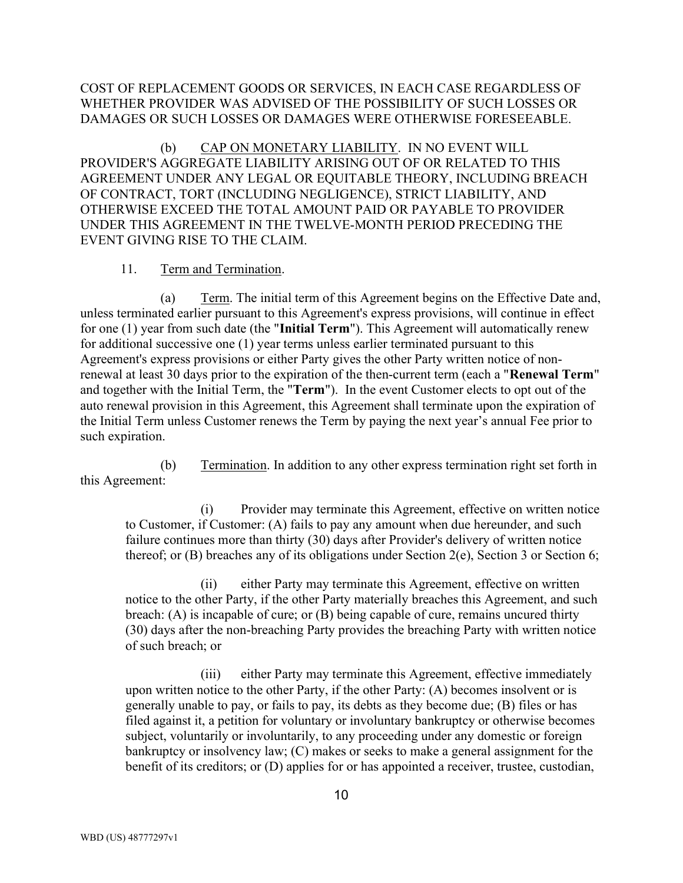COST OF REPLACEMENT GOODS OR SERVICES, IN EACH CASE REGARDLESS OF WHETHER PROVIDER WAS ADVISED OF THE POSSIBILITY OF SUCH LOSSES OR DAMAGES OR SUCH LOSSES OR DAMAGES WERE OTHERWISE FORESEEABLE.

(b) CAP ON MONETARY LIABILITY. IN NO EVENT WILL PROVIDER'S AGGREGATE LIABILITY ARISING OUT OF OR RELATED TO THIS AGREEMENT UNDER ANY LEGAL OR EQUITABLE THEORY, INCLUDING BREACH OF CONTRACT, TORT (INCLUDING NEGLIGENCE), STRICT LIABILITY, AND OTHERWISE EXCEED THE TOTAL AMOUNT PAID OR PAYABLE TO PROVIDER UNDER THIS AGREEMENT IN THE TWELVE-MONTH PERIOD PRECEDING THE EVENT GIVING RISE TO THE CLAIM.

11. Term and Termination.

(a) Term. The initial term of this Agreement begins on the Effective Date and, unless terminated earlier pursuant to this Agreement's express provisions, will continue in effect for one (1) year from such date (the "**Initial Term**"). This Agreement will automatically renew for additional successive one (1) year terms unless earlier terminated pursuant to this Agreement's express provisions or either Party gives the other Party written notice of non-renewal at least 30 days prior to the expiration of the then-current term (each a "**Renewal Term**" and together with the Initial Term, the "**Term**"). In the event Customer elects to opt out of the auto renewal provision in this Agreement, this Agreement shall terminate upon the expiration of the Initial Term unless Customer renews the Term by paying the next year's annual Fee prior to such expiration.

(b) Termination. In addition to any other express termination right set forth in this Agreement:

(i) Provider may terminate this Agreement, effective on written notice to Customer, if Customer: (A) fails to pay any amount when due hereunder, and such failure continues more than thirty (30) days after Provider's delivery of written notice thereof; or (B) breaches any of its obligations under Section 2(e), Section 3 or Section 6;

(ii) either Party may terminate this Agreement, effective on written notice to the other Party, if the other Party materially breaches this Agreement, and such breach: (A) is incapable of cure; or (B) being capable of cure, remains uncured thirty (30) days after the non-breaching Party provides the breaching Party with written notice of such breach; or

(iii) either Party may terminate this Agreement, effective immediately upon written notice to the other Party, if the other Party: (A) becomes insolvent or is generally unable to pay, or fails to pay, its debts as they become due; (B) files or has filed against it, a petition for voluntary or involuntary bankruptcy or otherwise becomes subject, voluntarily or involuntarily, to any proceeding under any domestic or foreign bankruptcy or insolvency law; (C) makes or seeks to make a general assignment for the benefit of its creditors; or (D) applies for or has appointed a receiver, trustee, custodian,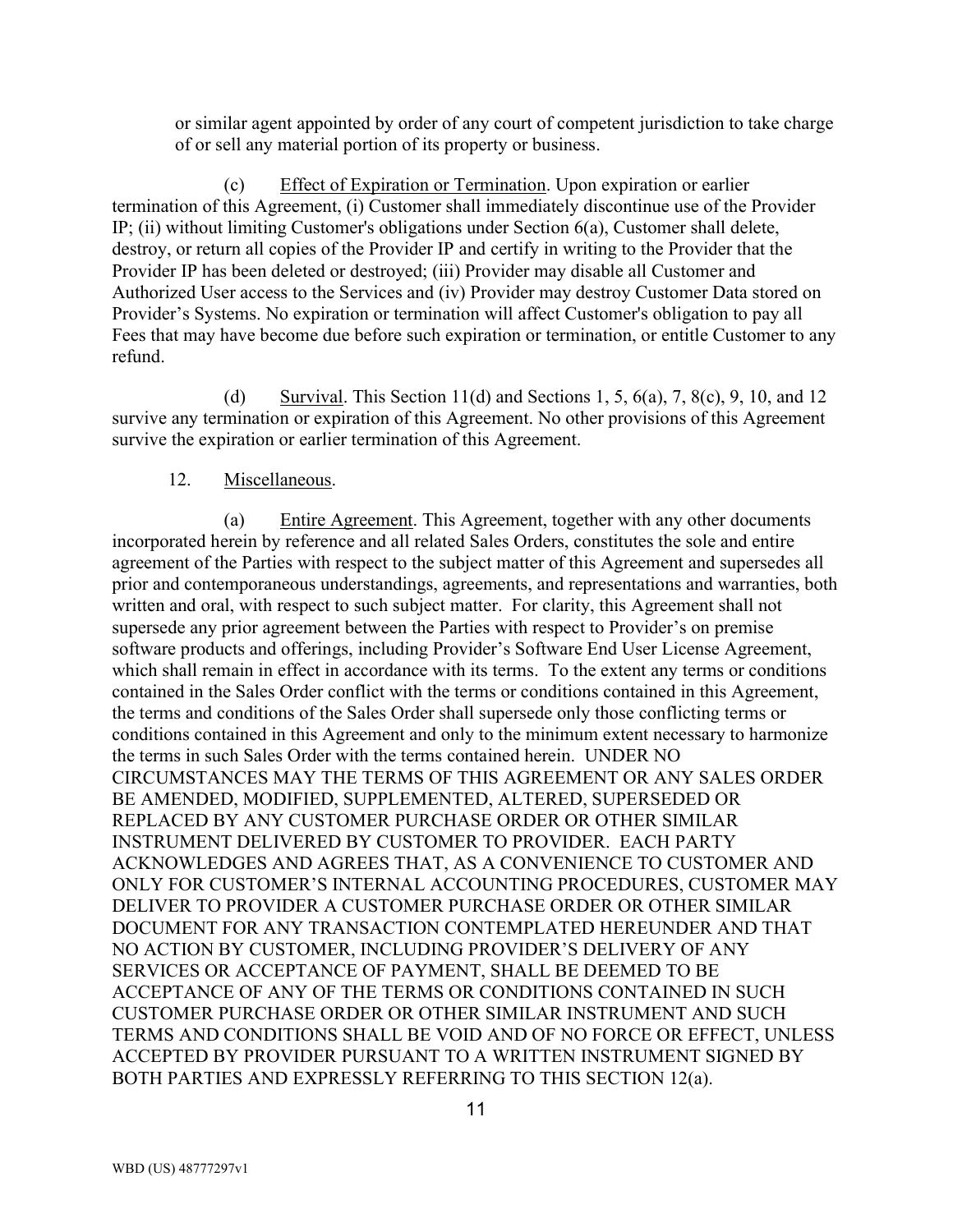or similar agent appointed by order of any court of competent jurisdiction to take charge of or sell any material portion of its property or business.

(c) Effect of Expiration or Termination. Upon expiration or earlier termination of this Agreement, (i) Customer shall immediately discontinue use of the Provider IP; (ii) without limiting Customer's obligations under Section 6(a), Customer shall delete, destroy, or return all copies of the Provider IP and certify in writing to the Provider that the Provider IP has been deleted or destroyed; (iii) Provider may disable all Customer and Authorized User access to the Services and (iv) Provider may destroy Customer Data stored on Provider's Systems. No expiration or termination will affect Customer's obligation to pay all Fees that may have become due before such expiration or termination, or entitle Customer to any refund.

(d) Survival. This Section 11(d) and Sections 1, 5, 6(a), 7, 8(c), 9, 10, and 12 survive any termination or expiration of this Agreement. No other provisions of this Agreement survive the expiration or earlier termination of this Agreement.

12. Miscellaneous.

(a) Entire Agreement. This Agreement, together with any other documents incorporated herein by reference and all related Sales Orders, constitutes the sole and entire agreement of the Parties with respect to the subject matter of this Agreement and supersedes all prior and contemporaneous understandings, agreements, and representations and warranties, both written and oral, with respect to such subject matter. For clarity, this Agreement shall not supersede any prior agreement between the Parties with respect to Provider's on premise software products and offerings, including Provider's Software End User License Agreement, which shall remain in effect in accordance with its terms. To the extent any terms or conditions contained in the Sales Order conflict with the terms or conditions contained in this Agreement, the terms and conditions of the Sales Order shall supersede only those conflicting terms or conditions contained in this Agreement and only to the minimum extent necessary to harmonize the terms in such Sales Order with the terms contained herein. UNDER NO CIRCUMSTANCES MAY THE TERMS OF THIS AGREEMENT OR ANY SALES ORDER BE AMENDED, MODIFIED, SUPPLEMENTED, ALTERED, SUPERSEDED OR REPLACED BY ANY CUSTOMER PURCHASE ORDER OR OTHER SIMILAR INSTRUMENT DELIVERED BY CUSTOMER TO PROVIDER. EACH PARTY ACKNOWLEDGES AND AGREES THAT, AS A CONVENIENCE TO CUSTOMER AND ONLY FOR CUSTOMER'S INTERNAL ACCOUNTING PROCEDURES, CUSTOMER MAY DELIVER TO PROVIDER A CUSTOMER PURCHASE ORDER OR OTHER SIMILAR DOCUMENT FOR ANY TRANSACTION CONTEMPLATED HEREUNDER AND THAT NO ACTION BY CUSTOMER, INCLUDING PROVIDER'S DELIVERY OF ANY SERVICES OR ACCEPTANCE OF PAYMENT, SHALL BE DEEMED TO BE ACCEPTANCE OF ANY OF THE TERMS OR CONDITIONS CONTAINED IN SUCH CUSTOMER PURCHASE ORDER OR OTHER SIMILAR INSTRUMENT AND SUCH TERMS AND CONDITIONS SHALL BE VOID AND OF NO FORCE OR EFFECT, UNLESS ACCEPTED BY PROVIDER PURSUANT TO A WRITTEN INSTRUMENT SIGNED BY BOTH PARTIES AND EXPRESSLY REFERRING TO THIS SECTION 12(a).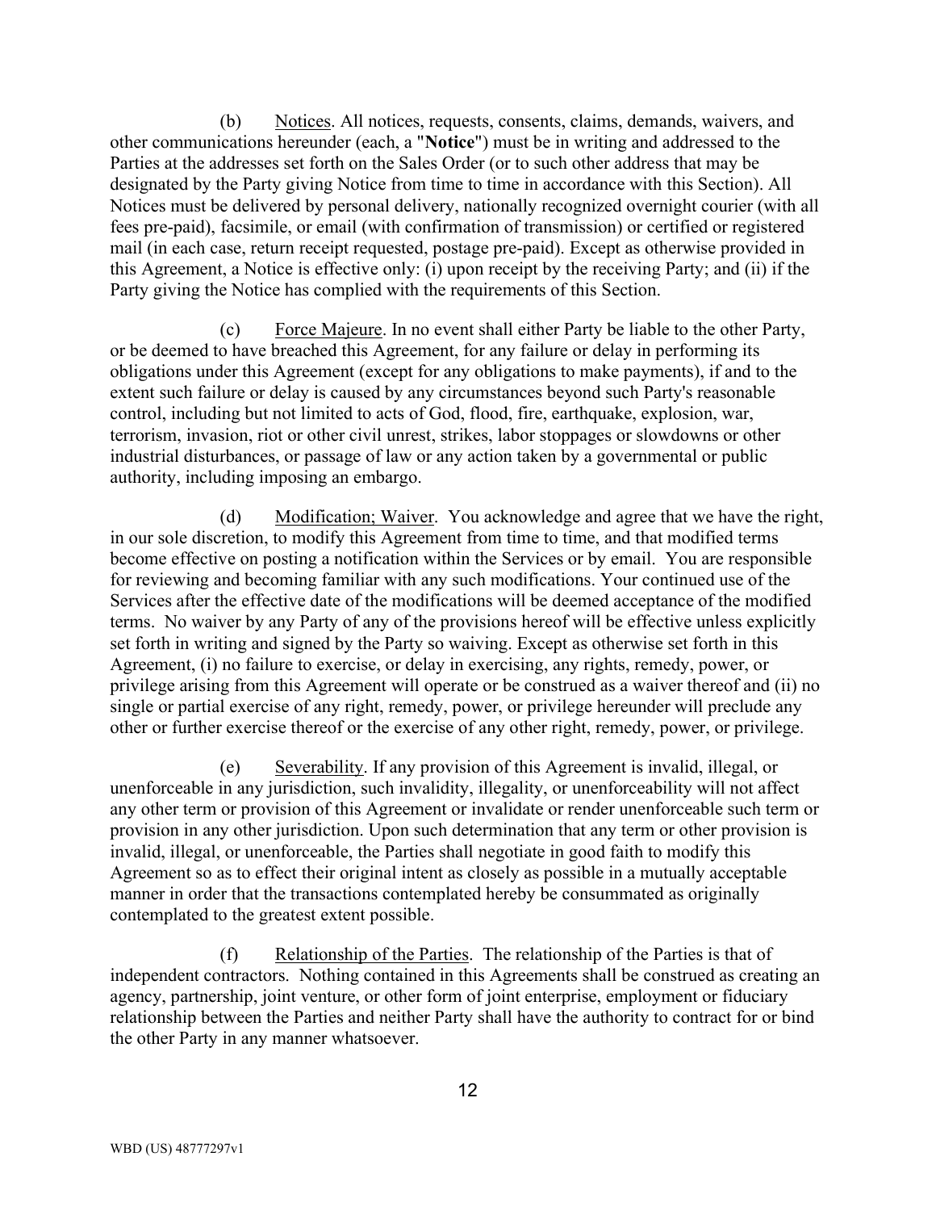(b) Notices. All notices, requests, consents, claims, demands, waivers, and other communications hereunder (each, a "**Notice**") must be in writing and addressed to the Parties at the addresses set forth on the Sales Order (or to such other address that may be designated by the Party giving Notice from time to time in accordance with this Section). All Notices must be delivered by personal delivery, nationally recognized overnight courier (with all fees pre-paid), facsimile, or email (with confirmation of transmission) or certified or registered mail (in each case, return receipt requested, postage pre-paid). Except as otherwise provided in this Agreement, a Notice is effective only: (i) upon receipt by the receiving Party; and (ii) if the Party giving the Notice has complied with the requirements of this Section.

(c) Force Majeure. In no event shall either Party be liable to the other Party, or be deemed to have breached this Agreement, for any failure or delay in performing its obligations under this Agreement (except for any obligations to make payments), if and to the extent such failure or delay is caused by any circumstances beyond such Party's reasonable control, including but not limited to acts of God, flood, fire, earthquake, explosion, war, terrorism, invasion, riot or other civil unrest, strikes, labor stoppages or slowdowns or other industrial disturbances, or passage of law or any action taken by a governmental or public authority, including imposing an embargo.

(d) Modification; Waiver. You acknowledge and agree that we have the right, in our sole discretion, to modify this Agreement from time to time, and that modified terms become effective on posting a notification within the Services or by email. You are responsible for reviewing and becoming familiar with any such modifications. Your continued use of the Services after the effective date of the modifications will be deemed acceptance of the modified terms. No waiver by any Party of any of the provisions hereof will be effective unless explicitly set forth in writing and signed by the Party so waiving. Except as otherwise set forth in this Agreement, (i) no failure to exercise, or delay in exercising, any rights, remedy, power, or privilege arising from this Agreement will operate or be construed as a waiver thereof and (ii) no single or partial exercise of any right, remedy, power, or privilege hereunder will preclude any other or further exercise thereof or the exercise of any other right, remedy, power, or privilege.

(e) Severability. If any provision of this Agreement is invalid, illegal, or unenforceable in any jurisdiction, such invalidity, illegality, or unenforceability will not affect any other term or provision of this Agreement or invalidate or render unenforceable such term or provision in any other jurisdiction. Upon such determination that any term or other provision is invalid, illegal, or unenforceable, the Parties shall negotiate in good faith to modify this Agreement so as to effect their original intent as closely as possible in a mutually acceptable manner in order that the transactions contemplated hereby be consummated as originally contemplated to the greatest extent possible.

(f) Relationship of the Parties. The relationship of the Parties is that of independent contractors. Nothing contained in this Agreements shall be construed as creating an agency, partnership, joint venture, or other form of joint enterprise, employment or fiduciary relationship between the Parties and neither Party shall have the authority to contract for or bind the other Party in any manner whatsoever.

WBD (US) 48777297v1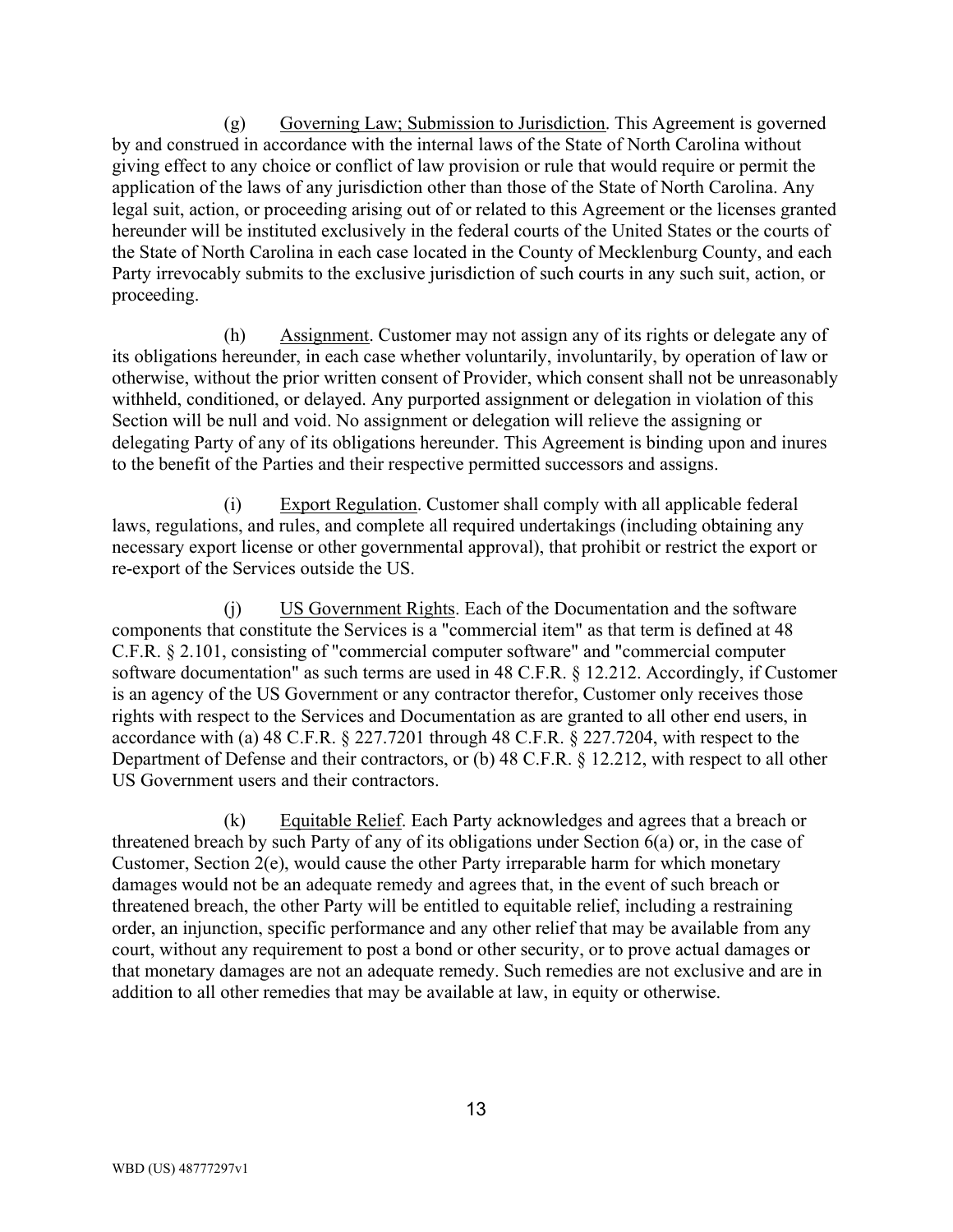(g) Governing Law; Submission to Jurisdiction. This Agreement is governed by and construed in accordance with the internal laws of the State of North Carolina without giving effect to any choice or conflict of law provision or rule that would require or permit the application of the laws of any jurisdiction other than those of the State of North Carolina. Any legal suit, action, or proceeding arising out of or related to this Agreement or the licenses granted hereunder will be instituted exclusively in the federal courts of the United States or the courts of the State of North Carolina in each case located in the County of Mecklenburg County, and each Party irrevocably submits to the exclusive jurisdiction of such courts in any such suit, action, or proceeding.

(h) Assignment. Customer may not assign any of its rights or delegate any of its obligations hereunder, in each case whether voluntarily, involuntarily, by operation of law or otherwise, without the prior written consent of Provider, which consent shall not be unreasonably withheld, conditioned, or delayed. Any purported assignment or delegation in violation of this Section will be null and void. No assignment or delegation will relieve the assigning or delegating Party of any of its obligations hereunder. This Agreement is binding upon and inures to the benefit of the Parties and their respective permitted successors and assigns.

(i) Export Regulation. Customer shall comply with all applicable federal laws, regulations, and rules, and complete all required undertakings (including obtaining any necessary export license or other governmental approval), that prohibit or restrict the export or re-export of the Services outside the US.

(j) US Government Rights. Each of the Documentation and the software components that constitute the Services is a "commercial item" as that term is defined at 48 C.F.R. § 2.101, consisting of "commercial computer software" and "commercial computer software documentation" as such terms are used in 48 C.F.R. § 12.212. Accordingly, if Customer is an agency of the US Government or any contractor therefor, Customer only receives those rights with respect to the Services and Documentation as are granted to all other end users, in accordance with (a) 48 C.F.R. § 227.7201 through 48 C.F.R. § 227.7204, with respect to the Department of Defense and their contractors, or (b) 48 C.F.R. § 12.212, with respect to all other US Government users and their contractors.

(k) Equitable Relief. Each Party acknowledges and agrees that a breach or threatened breach by such Party of any of its obligations under Section 6(a) or, in the case of Customer, Section 2(e), would cause the other Party irreparable harm for which monetary damages would not be an adequate remedy and agrees that, in the event of such breach or threatened breach, the other Party will be entitled to equitable relief, including a restraining order, an injunction, specific performance and any other relief that may be available from any court, without any requirement to post a bond or other security, or to prove actual damages or that monetary damages are not an adequate remedy. Such remedies are not exclusive and are in addition to all other remedies that may be available at law, in equity or otherwise.

WBD (US) 48777297v1